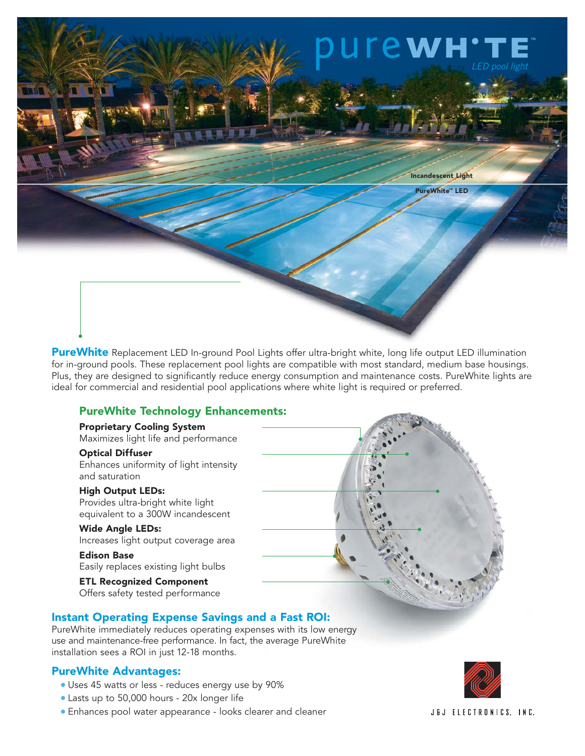# pureWHITE™

*LED pool light*

Incandescent Light

PureWhite™ LED

**PureWhite** Replacement LED In-ground Pool Lights offer ultra-bright white, long life output LED illumination for in-ground pools. These replacement pool lights are compatible with most standard, medium base housings. Plus, they are designed to significantly reduce energy consumption and maintenance costs. PureWhite lights are ideal for commercial and residential pool applications where white light is required or preferred.

## PureWhite Technology Enhancements:

**Proprietary Cooling System**
Maximizes light life and performance

**Optical Diffuser**
Enhances uniformity of light intensity and saturation

**High Output LEDs:**
Provides ultra-bright white light equivalent to a 300W incandescent

**Wide Angle LEDs:**
Increases light output coverage area

**Edison Base**
Easily replaces existing light bulbs

**ETL Recognized Component**
Offers safety tested performance

## Instant Operating Expense Savings and a Fast ROI:

PureWhite immediately reduces operating expenses with its low energy use and maintenance-free performance. In fact, the average PureWhite installation sees a ROI in just 12-18 months.

## PureWhite Advantages:

- Uses 45 watts or less - reduces energy use by 90%
- Lasts up to 50,000 hours - 20x longer life
- Enhances pool water appearance - looks clearer and cleaner

J&J ELECTRONICS, INC.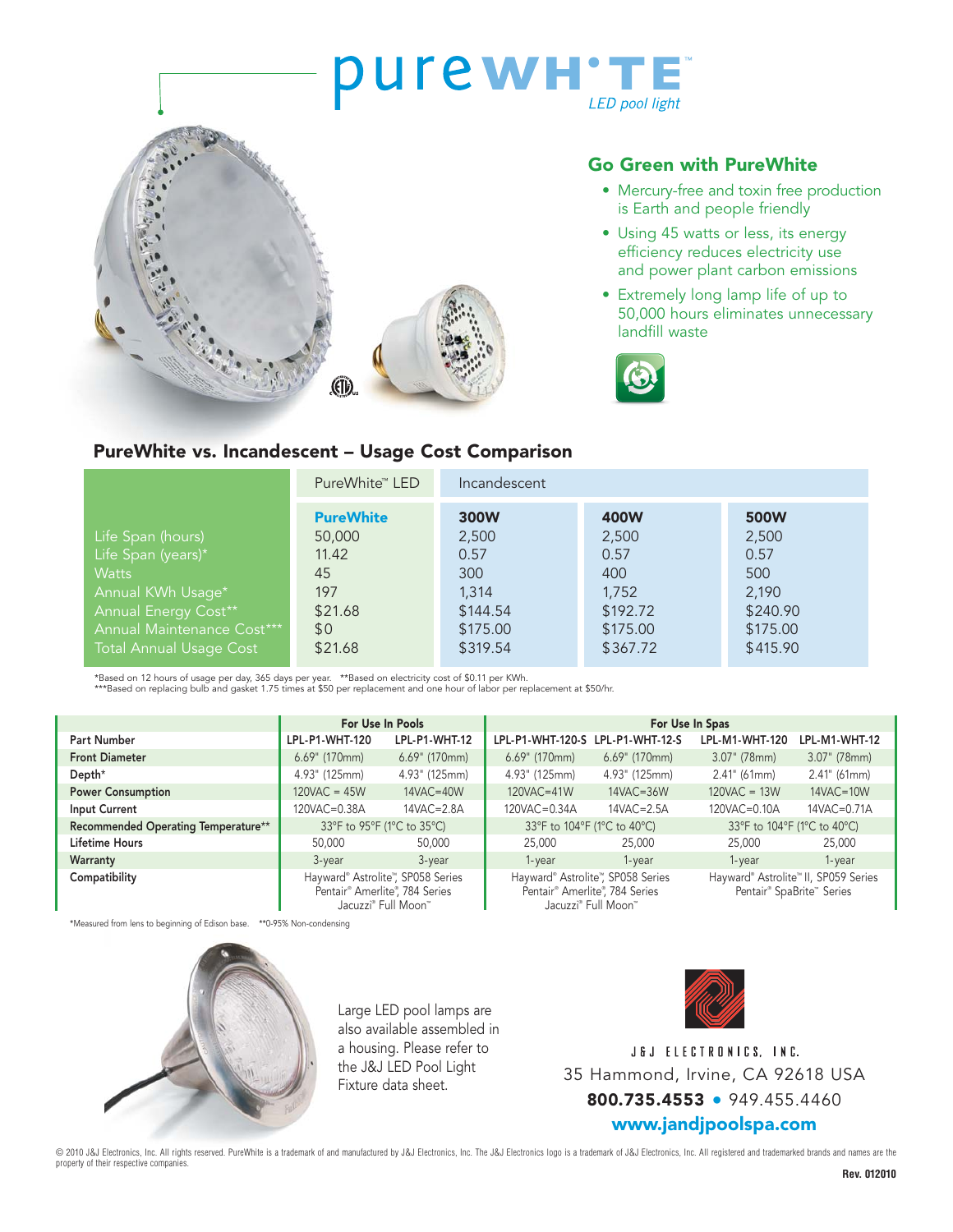# pureWHITE™

*LED pool light*

## Go Green with PureWhite

- Mercury-free and toxin free production is Earth and people friendly
- Using 45 watts or less, its energy efficiency reduces electricity use and power plant carbon emissions
- Extremely long lamp life of up to 50,000 hours eliminates unnecessary landfill waste

## PureWhite vs. Incandescent – Usage Cost Comparison

| | PureWhite™ LED | Incandescent | | |
|---|---|---|---|---|
| | **PureWhite** | **300W** | **400W** | **500W** |
| Life Span (hours) | 50,000 | 2,500 | 2,500 | 2,500 |
| Life Span (years)* | 11.42 | 0.57 | 0.57 | 0.57 |
| Watts | 45 | 300 | 400 | 500 |
| Annual KWh Usage* | 197 | 1,314 | 1,752 | 2,190 |
| Annual Energy Cost** | $21.68 | $144.54 | $192.72 | $240.90 |
| Annual Maintenance Cost*** | $0 | $175.00 | $175.00 | $175.00 |
| Total Annual Usage Cost | $21.68 | $319.54 | $367.72 | $415.90 |

*Based on 12 hours of usage per day, 365 days per year. **Based on electricity cost of $0.11 per KWh.
***Based on replacing bulb and gasket 1.75 times at $50 per replacement and one hour of labor per replacement at $50/hr.

| | For Use In Pools | | For Use In Spas | | | |
|---|---|---|---|---|---|---|
| **Part Number** | LPL-P1-WHT-120 | LPL-P1-WHT-12 | LPL-P1-WHT-120-S | LPL-P1-WHT-12-S | LPL-M1-WHT-120 | LPL-M1-WHT-12 |
| **Front Diameter** | 6.69" (170mm) | 6.69" (170mm) | 6.69" (170mm) | 6.69" (170mm) | 3.07" (78mm) | 3.07" (78mm) |
| **Depth*** | 4.93" (125mm) | 4.93" (125mm) | 4.93" (125mm) | 4.93" (125mm) | 2.41" (61mm) | 2.41" (61mm) |
| **Power Consumption** | 120VAC = 45W | 14VAC=40W | 120VAC=41W | 14VAC=36W | 120VAC = 13W | 14VAC=10W |
| **Input Current** | 120VAC=0.38A | 14VAC=2.8A | 120VAC=0.34A | 14VAC=2.5A | 120VAC=0.10A | 14VAC=0.71A |
| **Recommended Operating Temperature**** | 33°F to 95°F (1°C to 35°C) | | 33°F to 104°F (1°C to 40°C) | | 33°F to 104°F (1°C to 40°C) | |
| **Lifetime Hours** | 50,000 | 50,000 | 25,000 | 25,000 | 25,000 | 25,000 |
| **Warranty** | 3-year | 3-year | 1-year | 1-year | 1-year | 1-year |
| **Compatibility** | Hayward® Astrolite™, SP058 Series Pentair® Amerlite®, 784 Series Jacuzzi® Full Moon™ | | Hayward® Astrolite™, SP058 Series Pentair® Amerlite®, 784 Series Jacuzzi® Full Moon™ | | Hayward® Astrolite™ II, SP059 Series Pentair® SpaBrite™ Series | |

*Measured from lens to beginning of Edison base. **0-95% Non-condensing

Large LED pool lamps are also available assembled in a housing. Please refer to the J&J LED Pool Light Fixture data sheet.

J&J ELECTRONICS, INC.
35 Hammond, Irvine, CA 92618 USA
**800.735.4553** • 949.455.4460
**www.jandjpoolspa.com**

© 2010 J&J Electronics, Inc. All rights reserved. PureWhite is a trademark of and manufactured by J&J Electronics, Inc. The J&J Electronics logo is a trademark of J&J Electronics, Inc. All registered and trademarked brands and names are the property of their respective companies.

**Rev. 012010**